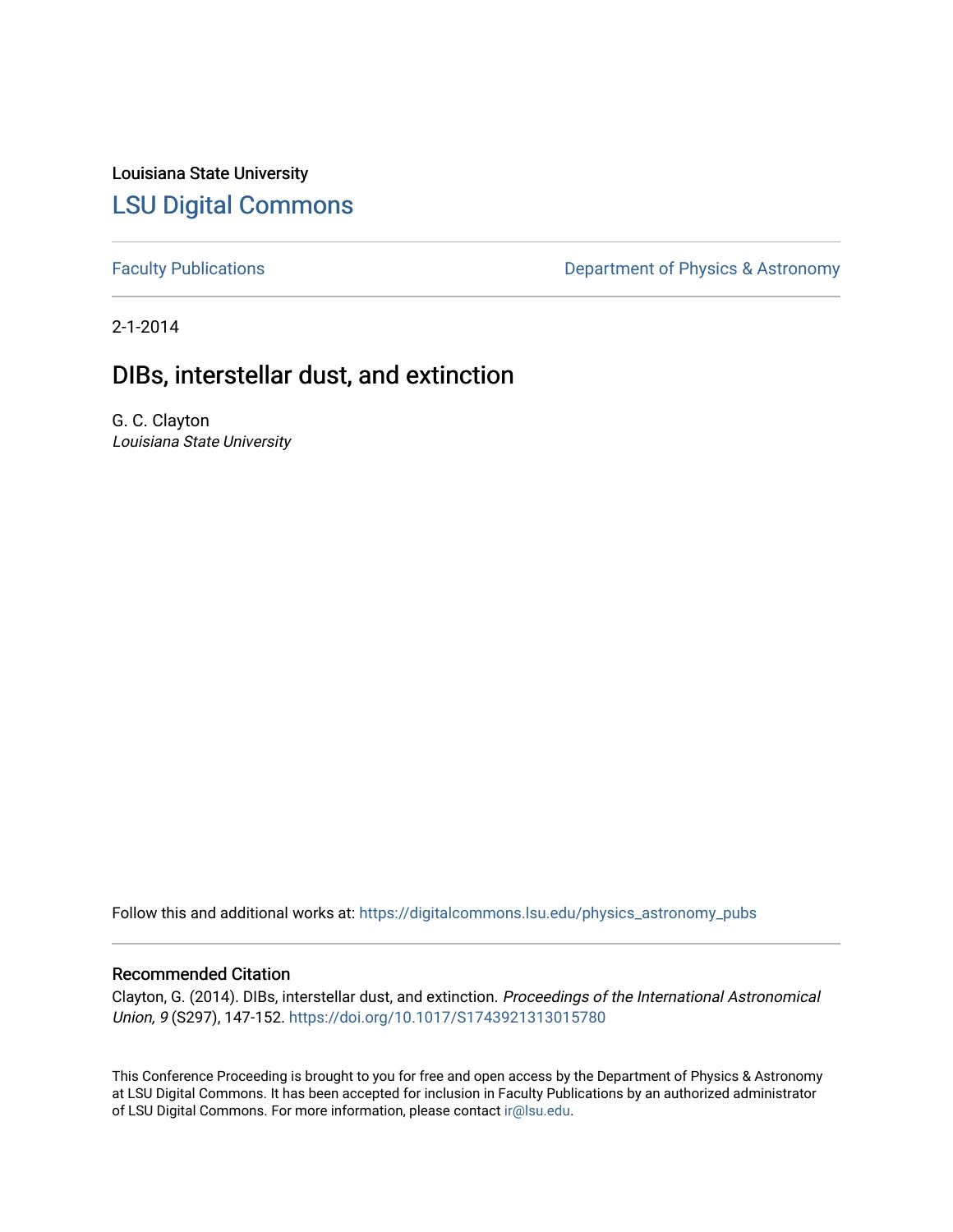Louisiana State University

# LSU Digital Commons

Faculty Publications | Department of Physics & Astronomy

2-1-2014

## DIBs, interstellar dust, and extinction

G. C. Clayton
*Louisiana State University*

Follow this and additional works at: https://digitalcommons.lsu.edu/physics_astronomy_pubs

### Recommended Citation

Clayton, G. (2014). DIBs, interstellar dust, and extinction. *Proceedings of the International Astronomical Union, 9* (S297), 147-152. https://doi.org/10.1017/S1743921313015780

This Conference Proceeding is brought to you for free and open access by the Department of Physics & Astronomy at LSU Digital Commons. It has been accepted for inclusion in Faculty Publications by an authorized administrator of LSU Digital Commons. For more information, please contact ir@lsu.edu.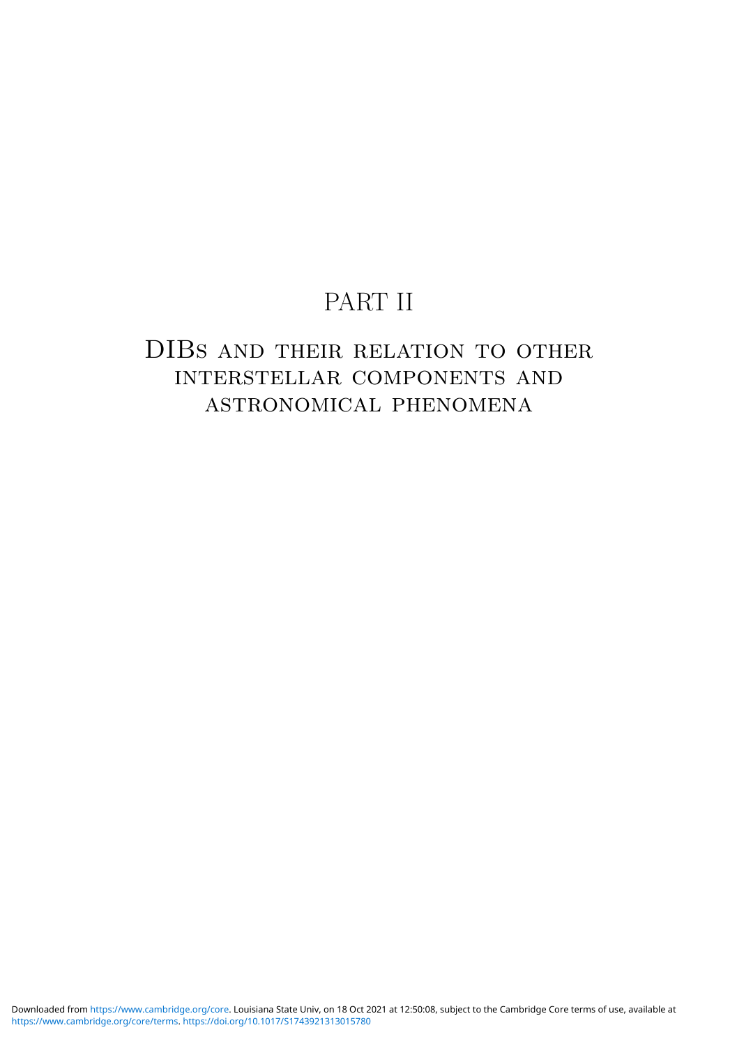# PART II

## DIBs and their relation to other interstellar components and astronomical phenomena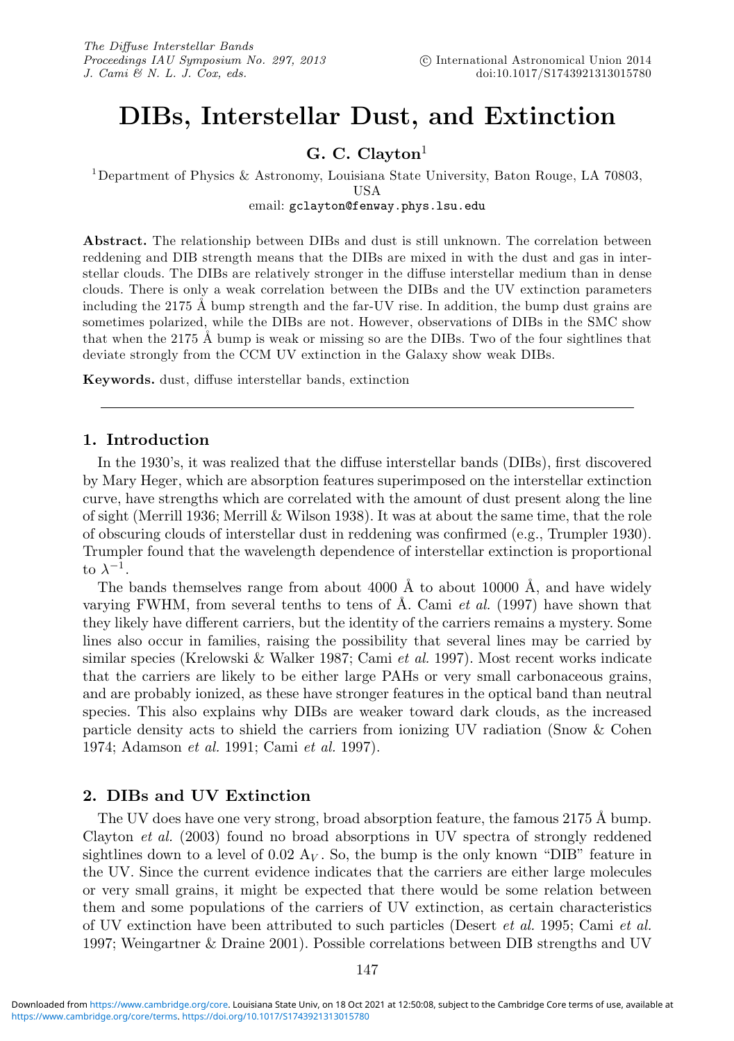# DIBs, Interstellar Dust, and Extinction

**G. C. Clayton**[1]

[1]Department of Physics & Astronomy, Louisiana State University, Baton Rouge, LA 70803, USA
email: gclayton@fenway.phys.lsu.edu

**Abstract.** The relationship between DIBs and dust is still unknown. The correlation between reddening and DIB strength means that the DIBs are mixed in with the dust and gas in interstellar clouds. The DIBs are relatively stronger in the diffuse interstellar medium than in dense clouds. There is only a weak correlation between the DIBs and the UV extinction parameters including the 2175 Å bump strength and the far-UV rise. In addition, the bump dust grains are sometimes polarized, while the DIBs are not. However, observations of DIBs in the SMC show that when the 2175 Å bump is weak or missing so are the DIBs. Two of the four sightlines that deviate strongly from the CCM UV extinction in the Galaxy show weak DIBs.

**Keywords.** dust, diffuse interstellar bands, extinction

## 1. Introduction

In the 1930's, it was realized that the diffuse interstellar bands (DIBs), first discovered by Mary Heger, which are absorption features superimposed on the interstellar extinction curve, have strengths which are correlated with the amount of dust present along the line of sight (Merrill 1936; Merrill & Wilson 1938). It was at about the same time, that the role of obscuring clouds of interstellar dust in reddening was confirmed (e.g., Trumpler 1930). Trumpler found that the wavelength dependence of interstellar extinction is proportional to $\lambda^{-1}$.

The bands themselves range from about 4000 Å to about 10000 Å, and have widely varying FWHM, from several tenths to tens of Å. Cami *et al.* (1997) have shown that they likely have different carriers, but the identity of the carriers remains a mystery. Some lines also occur in families, raising the possibility that several lines may be carried by similar species (Krelowski & Walker 1987; Cami *et al.* 1997). Most recent works indicate that the carriers are likely to be either large PAHs or very small carbonaceous grains, and are probably ionized, as these have stronger features in the optical band than neutral species. This also explains why DIBs are weaker toward dark clouds, as the increased particle density acts to shield the carriers from ionizing UV radiation (Snow & Cohen 1974; Adamson *et al.* 1991; Cami *et al.* 1997).

## 2. DIBs and UV Extinction

The UV does have one very strong, broad absorption feature, the famous 2175 Å bump. Clayton *et al.* (2003) found no broad absorptions in UV spectra of strongly reddened sightlines down to a level of 0.02 $A_V$. So, the bump is the only known "DIB" feature in the UV. Since the current evidence indicates that the carriers are either large molecules or very small grains, it might be expected that there would be some relation between them and some populations of the carriers of UV extinction, as certain characteristics of UV extinction have been attributed to such particles (Desert *et al.* 1995; Cami *et al.* 1997; Weingartner & Draine 2001). Possible correlations between DIB strengths and UV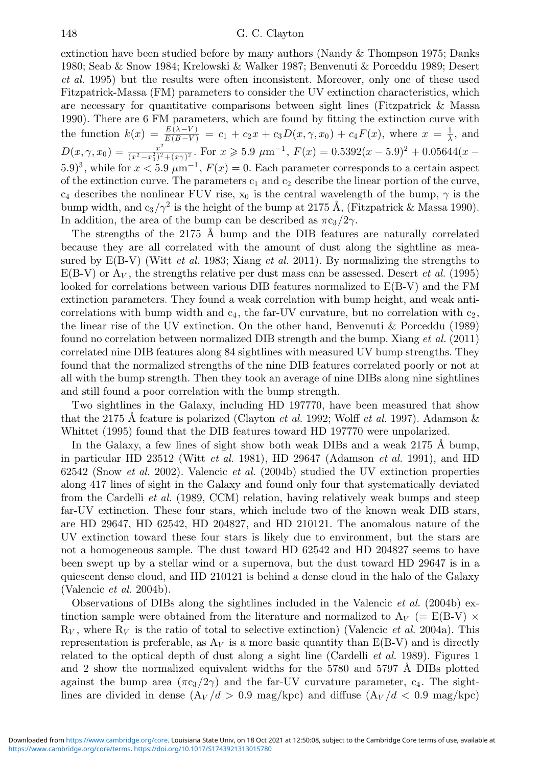extinction have been studied before by many authors (Nandy & Thompson 1975; Danks 1980; Seab & Snow 1984; Krelowski & Walker 1987; Benvenuti & Porceddu 1989; Desert *et al.* 1995) but the results were often inconsistent. Moreover, only one of these used Fitzpatrick-Massa (FM) parameters to consider the UV extinction characteristics, which are necessary for quantitative comparisons between sight lines (Fitzpatrick & Massa 1990). There are 6 FM parameters, which are found by fitting the extinction curve with the function $k(x) = \frac{E(\lambda - V)}{E(B-V)} = c_1 + c_2 x + c_3 D(x, \gamma, x_0) + c_4 F(x)$, where $x = \frac{1}{\lambda}$, and $D(x, \gamma, x_0) = \frac{x^2}{(x^2 - x_0^2)^2 + (x\gamma)^2}$. For $x \geqslant 5.9\ \mu\mathrm{m}^{-1}$, $F(x) = 0.5392(x - 5.9)^2 + 0.05644(x - 5.9)^3$, while for $x < 5.9\ \mu\mathrm{m}^{-1}$, $F(x) = 0$. Each parameter corresponds to a certain aspect of the extinction curve. The parameters $c_1$ and $c_2$ describe the linear portion of the curve, $c_4$ describes the nonlinear FUV rise, $x_0$ is the central wavelength of the bump, $\gamma$ is the bump width, and $c_3/\gamma^2$ is the height of the bump at 2175 Å, (Fitzpatrick & Massa 1990). In addition, the area of the bump can be described as $\pi c_3/2\gamma$.

The strengths of the 2175 Å bump and the DIB features are naturally correlated because they are all correlated with the amount of dust along the sightline as measured by E(B-V) (Witt *et al.* 1983; Xiang *et al.* 2011). By normalizing the strengths to E(B-V) or $A_V$, the strengths relative per dust mass can be assessed. Desert *et al.* (1995) looked for correlations between various DIB features normalized to E(B-V) and the FM extinction parameters. They found a weak correlation with bump height, and weak anti-correlations with bump width and $c_4$, the far-UV curvature, but no correlation with $c_2$, the linear rise of the UV extinction. On the other hand, Benvenuti & Porceddu (1989) found no correlation between normalized DIB strength and the bump. Xiang *et al.* (2011) correlated nine DIB features along 84 sightlines with measured UV bump strengths. They found that the normalized strengths of the nine DIB features correlated poorly or not at all with the bump strength. Then they took an average of nine DIBs along nine sightlines and still found a poor correlation with the bump strength.

Two sightlines in the Galaxy, including HD 197770, have been measured that show that the 2175 Å feature is polarized (Clayton *et al.* 1992; Wolff *et al.* 1997). Adamson & Whittet (1995) found that the DIB features toward HD 197770 were unpolarized.

In the Galaxy, a few lines of sight show both weak DIBs and a weak 2175 Å bump, in particular HD 23512 (Witt *et al.* 1981), HD 29647 (Adamson *et al.* 1991), and HD 62542 (Snow *et al.* 2002). Valencic *et al.* (2004b) studied the UV extinction properties along 417 lines of sight in the Galaxy and found only four that systematically deviated from the Cardelli *et al.* (1989, CCM) relation, having relatively weak bumps and steep far-UV extinction. These four stars, which include two of the known weak DIB stars, are HD 29647, HD 62542, HD 204827, and HD 210121. The anomalous nature of the UV extinction toward these four stars is likely due to environment, but the stars are not a homogeneous sample. The dust toward HD 62542 and HD 204827 seems to have been swept up by a stellar wind or a supernova, but the dust toward HD 29647 is in a quiescent dense cloud, and HD 210121 is behind a dense cloud in the halo of the Galaxy (Valencic *et al.* 2004b).

Observations of DIBs along the sightlines included in the Valencic *et al.* (2004b) extinction sample were obtained from the literature and normalized to $A_V$ (= E(B-V) × $R_V$, where $R_V$ is the ratio of total to selective extinction) (Valencic *et al.* 2004a). This representation is preferable, as $A_V$ is a more basic quantity than E(B-V) and is directly related to the optical depth of dust along a sight line (Cardelli *et al.* 1989). Figures 1 and 2 show the normalized equivalent widths for the 5780 and 5797 Å DIBs plotted against the bump area ($\pi c_3/2\gamma$) and the far-UV curvature parameter, $c_4$. The sightlines are divided in dense ($A_V/d > 0.9$ mag/kpc) and diffuse ($A_V/d < 0.9$ mag/kpc)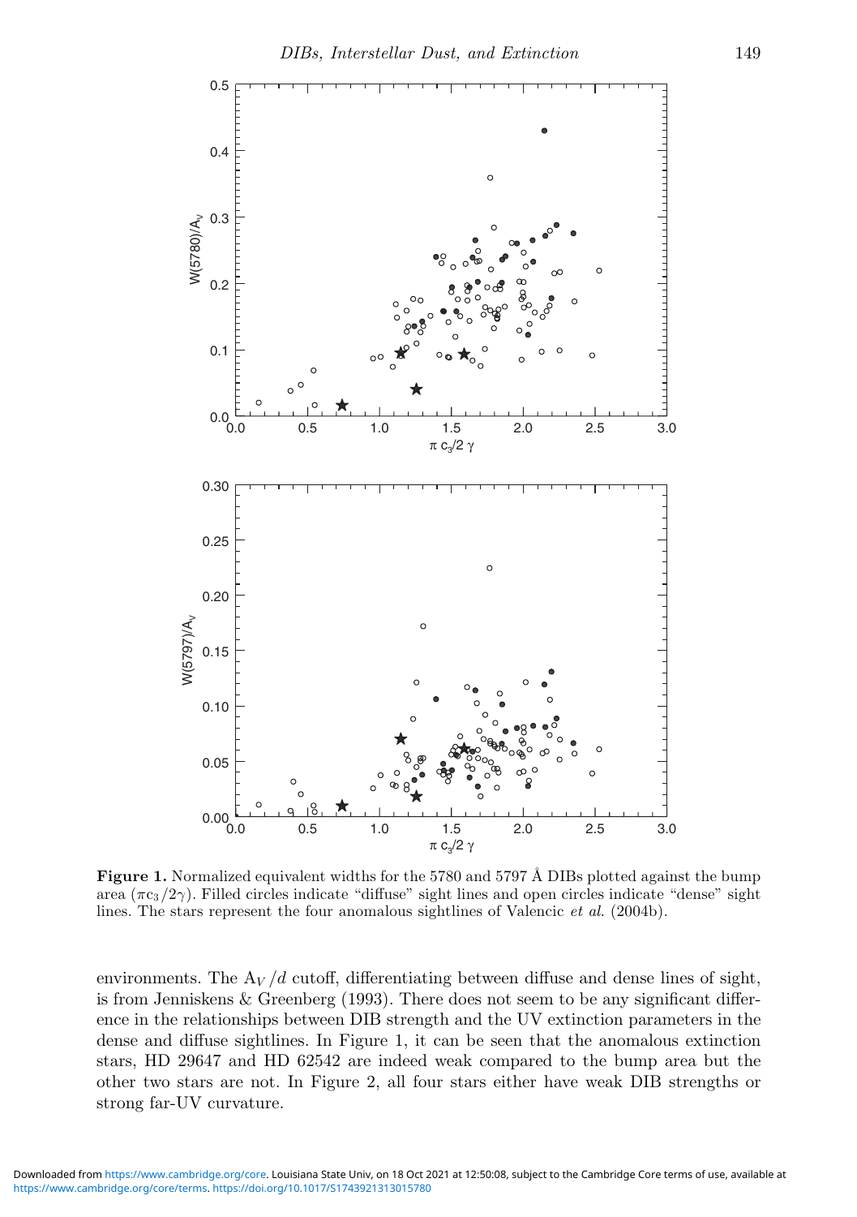W(5780)/A$_V$

0.5
0.4
0.3
0.2
0.1
0.0

0.0 0.5 1.0 1.5 2.0 2.5 3.0

$\pi$ c$_3$/2 $\gamma$

W(5797)/A$_V$

0.30
0.25
0.20
0.15
0.10
0.05
0.00

0.0 0.5 1.0 1.5 2.0 2.5 3.0

$\pi$ c$_3$/2 $\gamma$

**Figure 1.** Normalized equivalent widths for the 5780 and 5797 Å DIBs plotted against the bump area ($\pi c_3/2\gamma$). Filled circles indicate "diffuse" sight lines and open circles indicate "dense" sight lines. The stars represent the four anomalous sightlines of Valencic *et al.* (2004b).

environments. The $A_V/d$ cutoff, differentiating between diffuse and dense lines of sight, is from Jenniskens & Greenberg (1993). There does not seem to be any significant difference in the relationships between DIB strength and the UV extinction parameters in the dense and diffuse sightlines. In Figure 1, it can be seen that the anomalous extinction stars, HD 29647 and HD 62542 are indeed weak compared to the bump area but the other two stars are not. In Figure 2, all four stars either have weak DIB strengths or strong far-UV curvature.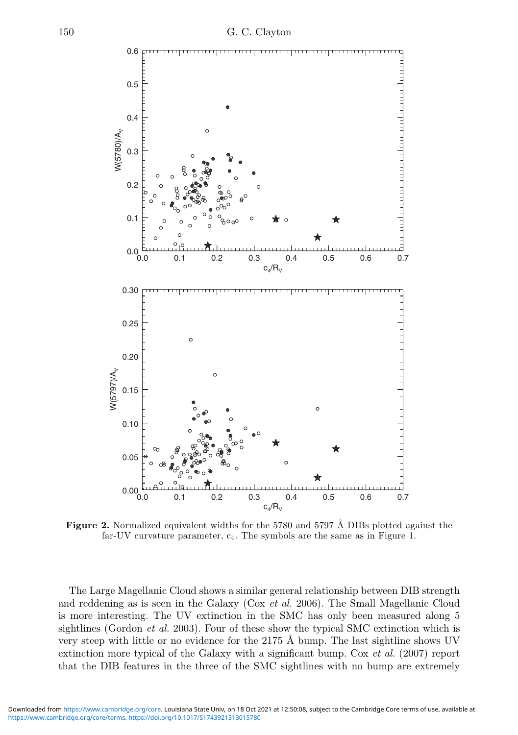0.6
0.5
0.4
0.3
0.2
0.1
0.0
W(5780)/$A_V$
0.0 0.1 0.2 0.3 0.4 0.5 0.6 0.7
$c_4/R_V$

0.30
0.25
0.20
0.15
0.10
0.05
0.00
W(5797)/$A_V$
0.0 0.1 0.2 0.3 0.4 0.5 0.6 0.7
$c_4/R_V$

**Figure 2.** Normalized equivalent widths for the 5780 and 5797 Å DIBs plotted against the far-UV curvature parameter, $c_4$. The symbols are the same as in Figure 1.

The Large Magellanic Cloud shows a similar general relationship between DIB strength and reddening as is seen in the Galaxy (Cox *et al.* 2006). The Small Magellanic Cloud is more interesting. The UV extinction in the SMC has only been measured along 5 sightlines (Gordon *et al.* 2003). Four of these show the typical SMC extinction which is very steep with little or no evidence for the 2175 Å bump. The last sightline shows UV extinction more typical of the Galaxy with a significant bump. Cox *et al.* (2007) report that the DIB features in the three of the SMC sightlines with no bump are extremely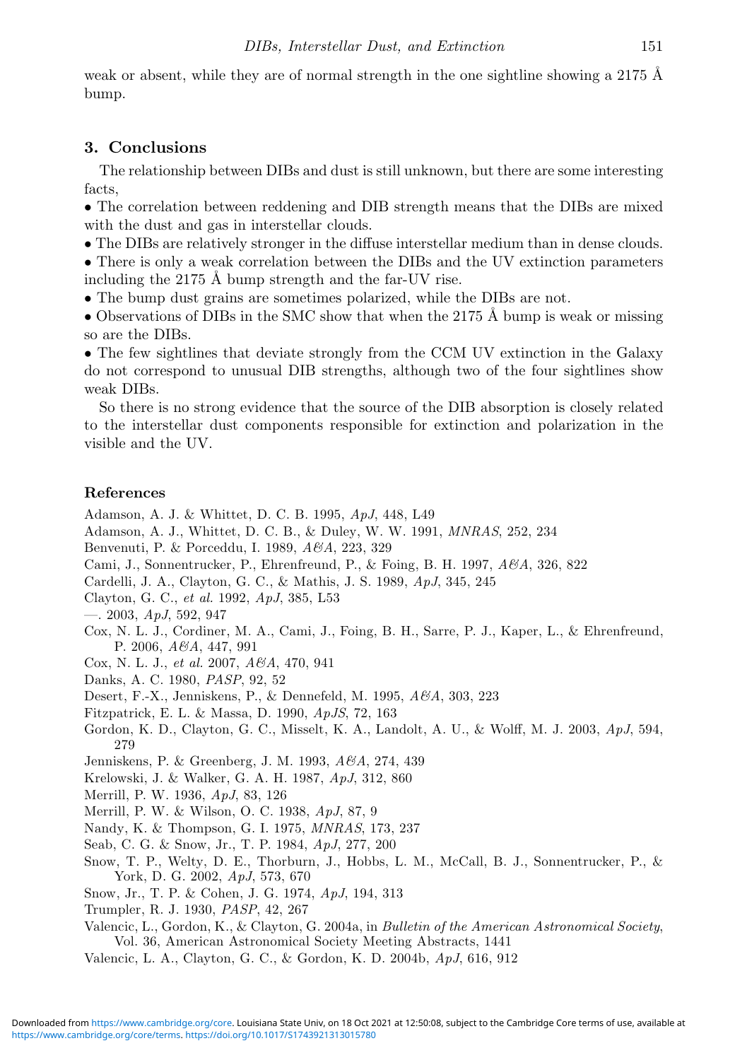weak or absent, while they are of normal strength in the one sightline showing a 2175 Å bump.

## 3. Conclusions

The relationship between DIBs and dust is still unknown, but there are some interesting facts,

- The correlation between reddening and DIB strength means that the DIBs are mixed with the dust and gas in interstellar clouds.
- The DIBs are relatively stronger in the diffuse interstellar medium than in dense clouds.
- There is only a weak correlation between the DIBs and the UV extinction parameters including the 2175 Å bump strength and the far-UV rise.
- The bump dust grains are sometimes polarized, while the DIBs are not.
- Observations of DIBs in the SMC show that when the 2175 Å bump is weak or missing so are the DIBs.
- The few sightlines that deviate strongly from the CCM UV extinction in the Galaxy do not correspond to unusual DIB strengths, although two of the four sightlines show weak DIBs.

So there is no strong evidence that the source of the DIB absorption is closely related to the interstellar dust components responsible for extinction and polarization in the visible and the UV.

## References

Adamson, A. J. & Whittet, D. C. B. 1995, *ApJ*, 448, L49

Adamson, A. J., Whittet, D. C. B., & Duley, W. W. 1991, *MNRAS*, 252, 234

Benvenuti, P. & Porceddu, I. 1989, *A&A*, 223, 329

Cami, J., Sonnentrucker, P., Ehrenfreund, P., & Foing, B. H. 1997, *A&A*, 326, 822

Cardelli, J. A., Clayton, G. C., & Mathis, J. S. 1989, *ApJ*, 345, 245

Clayton, G. C., *et al.* 1992, *ApJ*, 385, L53

—. 2003, *ApJ*, 592, 947

Cox, N. L. J., Cordiner, M. A., Cami, J., Foing, B. H., Sarre, P. J., Kaper, L., & Ehrenfreund, P. 2006, *A&A*, 447, 991

Cox, N. L. J., *et al.* 2007, *A&A*, 470, 941

Danks, A. C. 1980, *PASP*, 92, 52

Desert, F.-X., Jenniskens, P., & Dennefeld, M. 1995, *A&A*, 303, 223

Fitzpatrick, E. L. & Massa, D. 1990, *ApJS*, 72, 163

Gordon, K. D., Clayton, G. C., Misselt, K. A., Landolt, A. U., & Wolff, M. J. 2003, *ApJ*, 594, 279

Jenniskens, P. & Greenberg, J. M. 1993, *A&A*, 274, 439

Krelowski, J. & Walker, G. A. H. 1987, *ApJ*, 312, 860

Merrill, P. W. 1936, *ApJ*, 83, 126

Merrill, P. W. & Wilson, O. C. 1938, *ApJ*, 87, 9

Nandy, K. & Thompson, G. I. 1975, *MNRAS*, 173, 237

Seab, C. G. & Snow, Jr., T. P. 1984, *ApJ*, 277, 200

Snow, T. P., Welty, D. E., Thorburn, J., Hobbs, L. M., McCall, B. J., Sonnentrucker, P., & York, D. G. 2002, *ApJ*, 573, 670

Snow, Jr., T. P. & Cohen, J. G. 1974, *ApJ*, 194, 313

Trumpler, R. J. 1930, *PASP*, 42, 267

Valencic, L., Gordon, K., & Clayton, G. 2004a, in *Bulletin of the American Astronomical Society*, Vol. 36, American Astronomical Society Meeting Abstracts, 1441

Valencic, L. A., Clayton, G. C., & Gordon, K. D. 2004b, *ApJ*, 616, 912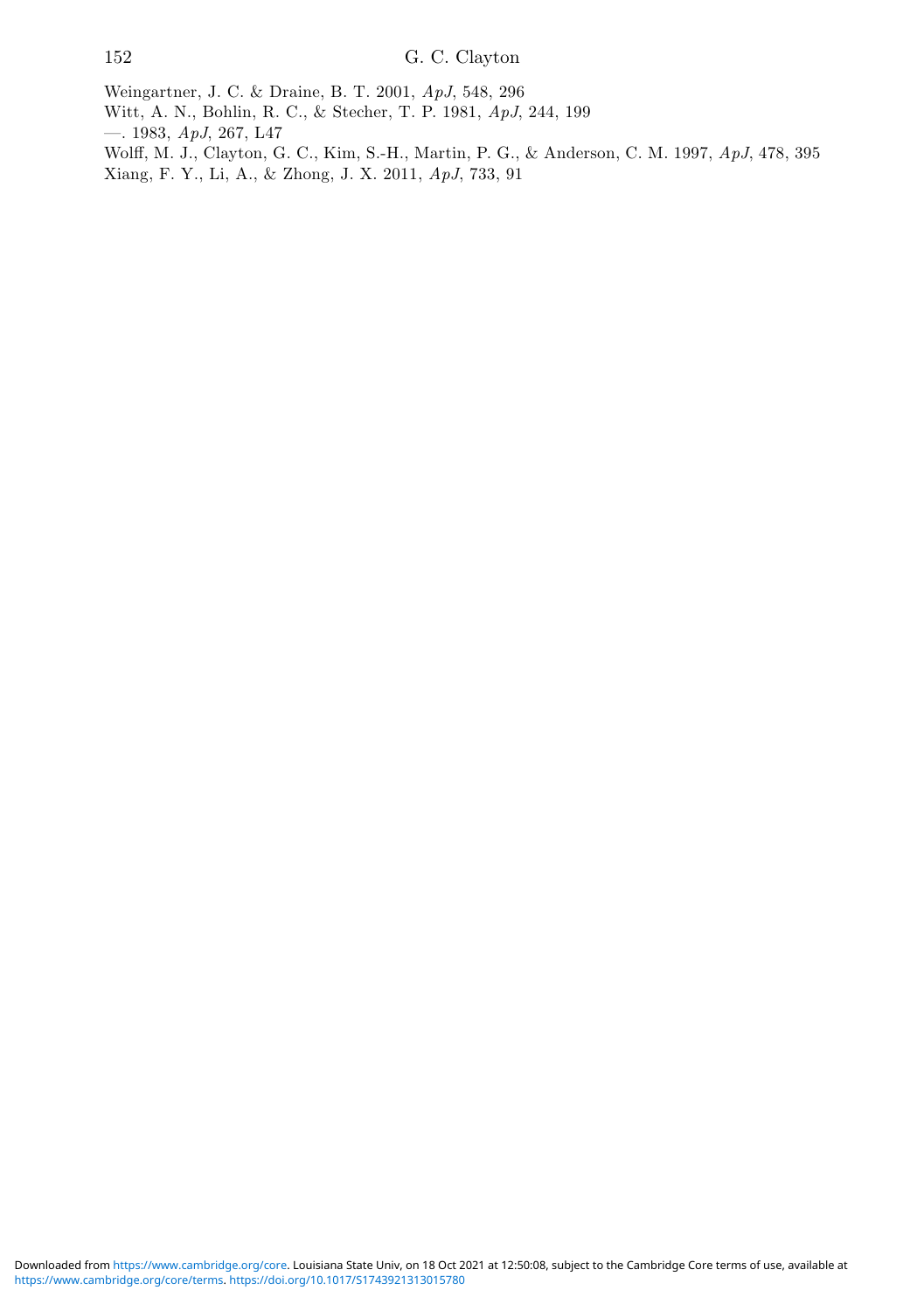Weingartner, J. C. & Draine, B. T. 2001, *ApJ*, 548, 296

Witt, A. N., Bohlin, R. C., & Stecher, T. P. 1981, *ApJ*, 244, 199

—. 1983, *ApJ*, 267, L47

Wolff, M. J., Clayton, G. C., Kim, S.-H., Martin, P. G., & Anderson, C. M. 1997, *ApJ*, 478, 395

Xiang, F. Y., Li, A., & Zhong, J. X. 2011, *ApJ*, 733, 91